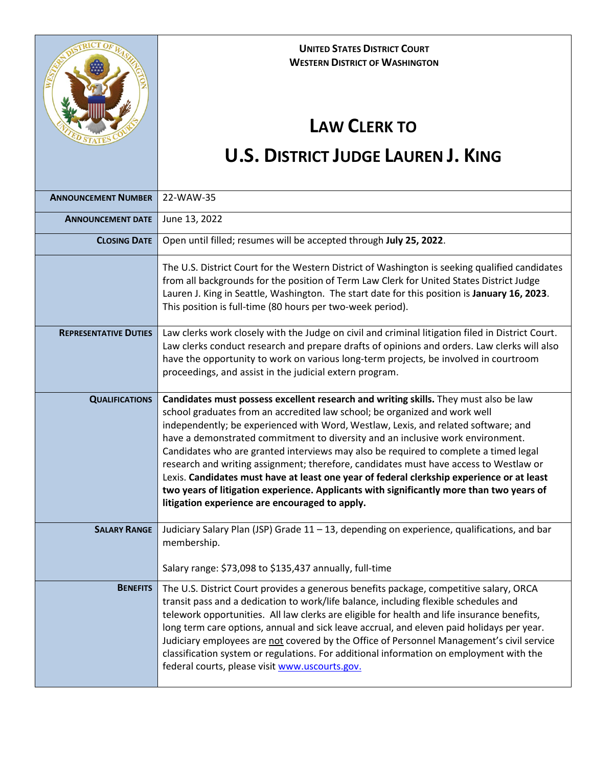**UNITED STATES DISTRICT COURT**
**WESTERN DISTRICT OF WASHINGTON**

# LAW CLERK TO U.S. DISTRICT JUDGE LAUREN J. KING

| | |
|---|---|
| **ANNOUNCEMENT NUMBER** | 22-WAW-35 |
| **ANNOUNCEMENT DATE** | June 13, 2022 |
| **CLOSING DATE** | Open until filled; resumes will be accepted through **July 25, 2022**. |
| | The U.S. District Court for the Western District of Washington is seeking qualified candidates from all backgrounds for the position of Term Law Clerk for United States District Judge Lauren J. King in Seattle, Washington. The start date for this position is **January 16, 2023**. This position is full-time (80 hours per two-week period). |
| **REPRESENTATIVE DUTIES** | Law clerks work closely with the Judge on civil and criminal litigation filed in District Court. Law clerks conduct research and prepare drafts of opinions and orders. Law clerks will also have the opportunity to work on various long-term projects, be involved in courtroom proceedings, and assist in the judicial extern program. |
| **QUALIFICATIONS** | **Candidates must possess excellent research and writing skills.** They must also be law school graduates from an accredited law school; be organized and work well independently; be experienced with Word, Westlaw, Lexis, and related software; and have a demonstrated commitment to diversity and an inclusive work environment. Candidates who are granted interviews may also be required to complete a timed legal research and writing assignment; therefore, candidates must have access to Westlaw or Lexis. **Candidates must have at least one year of federal clerkship experience or at least two years of litigation experience. Applicants with significantly more than two years of litigation experience are encouraged to apply.** |
| **SALARY RANGE** | Judiciary Salary Plan (JSP) Grade 11 – 13, depending on experience, qualifications, and bar membership.<br><br>Salary range: $73,098 to $135,437 annually, full-time |
| **BENEFITS** | The U.S. District Court provides a generous benefits package, competitive salary, ORCA transit pass and a dedication to work/life balance, including flexible schedules and telework opportunities. All law clerks are eligible for health and life insurance benefits, long term care options, annual and sick leave accrual, and eleven paid holidays per year. Judiciary employees are not covered by the Office of Personnel Management's civil service classification system or regulations. For additional information on employment with the federal courts, please visit [www.uscourts.gov.](http://www.uscourts.gov) |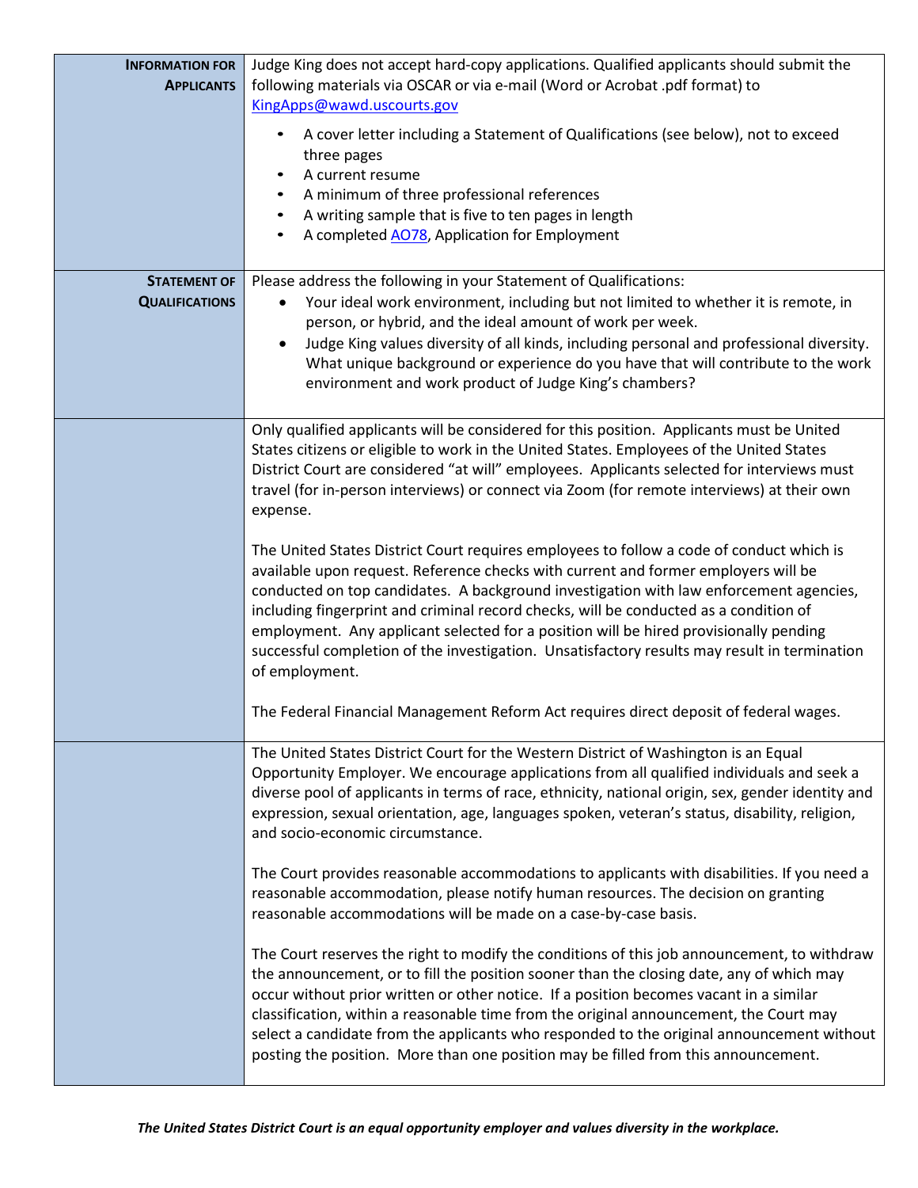| | |
|---|---|
| **INFORMATION FOR APPLICANTS** | Judge King does not accept hard-copy applications. Qualified applicants should submit the following materials via OSCAR or via e-mail (Word or Acrobat .pdf format) to KingApps@wawd.uscourts.gov <br><br>• A cover letter including a Statement of Qualifications (see below), not to exceed three pages<br>• A current resume<br>• A minimum of three professional references<br>• A writing sample that is five to ten pages in length<br>• A completed AO78, Application for Employment |
| **STATEMENT OF QUALIFICATIONS** | Please address the following in your Statement of Qualifications:<br>• Your ideal work environment, including but not limited to whether it is remote, in person, or hybrid, and the ideal amount of work per week.<br>• Judge King values diversity of all kinds, including personal and professional diversity. What unique background or experience do you have that will contribute to the work environment and work product of Judge King's chambers? |
| | Only qualified applicants will be considered for this position. Applicants must be United States citizens or eligible to work in the United States. Employees of the United States District Court are considered "at will" employees. Applicants selected for interviews must travel (for in-person interviews) or connect via Zoom (for remote interviews) at their own expense.<br><br>The United States District Court requires employees to follow a code of conduct which is available upon request. Reference checks with current and former employers will be conducted on top candidates. A background investigation with law enforcement agencies, including fingerprint and criminal record checks, will be conducted as a condition of employment. Any applicant selected for a position will be hired provisionally pending successful completion of the investigation. Unsatisfactory results may result in termination of employment.<br><br>The Federal Financial Management Reform Act requires direct deposit of federal wages. |
| | The United States District Court for the Western District of Washington is an Equal Opportunity Employer. We encourage applications from all qualified individuals and seek a diverse pool of applicants in terms of race, ethnicity, national origin, sex, gender identity and expression, sexual orientation, age, languages spoken, veteran's status, disability, religion, and socio-economic circumstance.<br><br>The Court provides reasonable accommodations to applicants with disabilities. If you need a reasonable accommodation, please notify human resources. The decision on granting reasonable accommodations will be made on a case-by-case basis.<br><br>The Court reserves the right to modify the conditions of this job announcement, to withdraw the announcement, or to fill the position sooner than the closing date, any of which may occur without prior written or other notice. If a position becomes vacant in a similar classification, within a reasonable time from the original announcement, the Court may select a candidate from the applicants who responded to the original announcement without posting the position. More than one position may be filled from this announcement. |

***The United States District Court is an equal opportunity employer and values diversity in the workplace.***